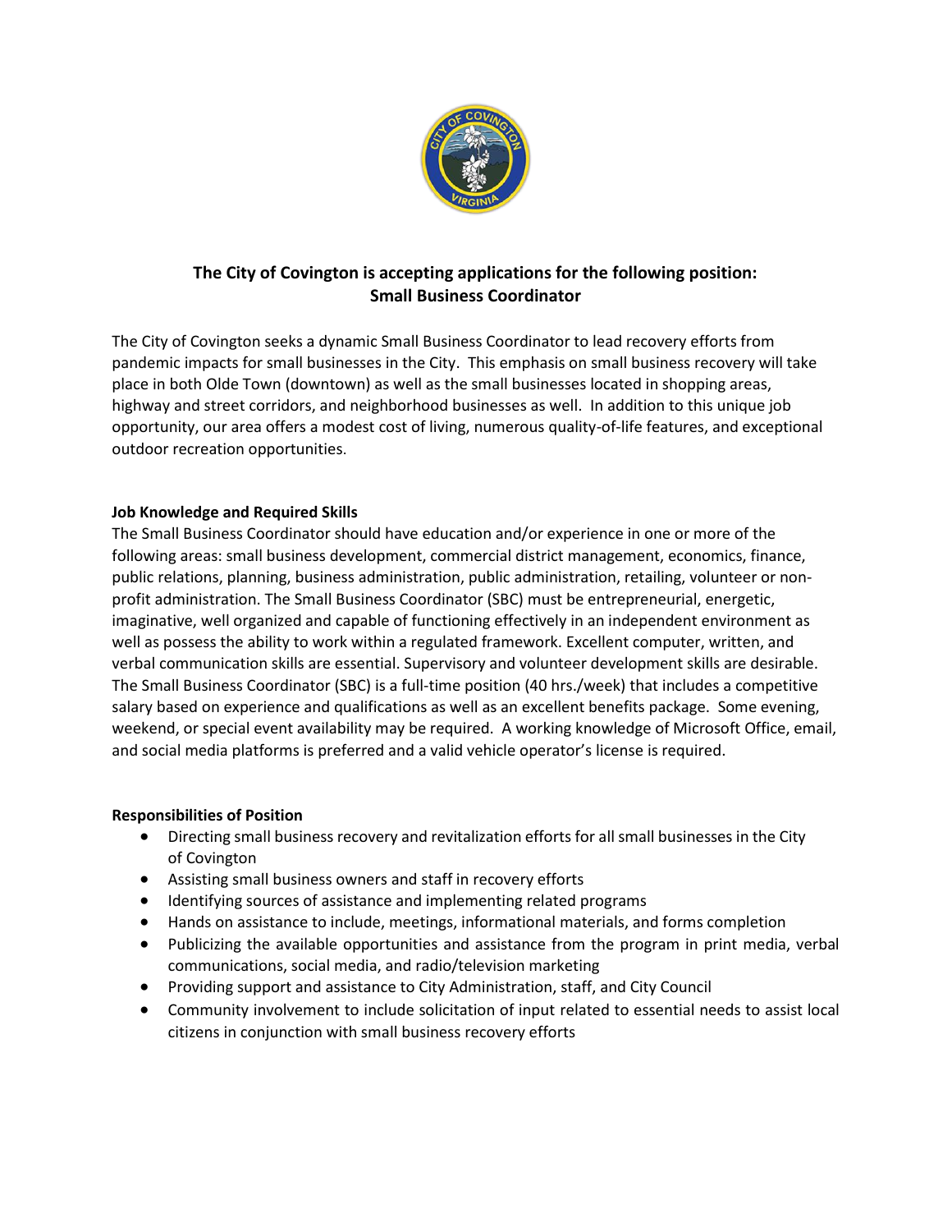## The City of Covington is accepting applications for the following position: Small Business Coordinator

The City of Covington seeks a dynamic Small Business Coordinator to lead recovery efforts from pandemic impacts for small businesses in the City. This emphasis on small business recovery will take place in both Olde Town (downtown) as well as the small businesses located in shopping areas, highway and street corridors, and neighborhood businesses as well. In addition to this unique job opportunity, our area offers a modest cost of living, numerous quality-of-life features, and exceptional outdoor recreation opportunities.

### Job Knowledge and Required Skills

The Small Business Coordinator should have education and/or experience in one or more of the following areas: small business development, commercial district management, economics, finance, public relations, planning, business administration, public administration, retailing, volunteer or non-profit administration. The Small Business Coordinator (SBC) must be entrepreneurial, energetic, imaginative, well organized and capable of functioning effectively in an independent environment as well as possess the ability to work within a regulated framework. Excellent computer, written, and verbal communication skills are essential. Supervisory and volunteer development skills are desirable. The Small Business Coordinator (SBC) is a full-time position (40 hrs./week) that includes a competitive salary based on experience and qualifications as well as an excellent benefits package. Some evening, weekend, or special event availability may be required. A working knowledge of Microsoft Office, email, and social media platforms is preferred and a valid vehicle operator's license is required.

### Responsibilities of Position

- Directing small business recovery and revitalization efforts for all small businesses in the City of Covington
- Assisting small business owners and staff in recovery efforts
- Identifying sources of assistance and implementing related programs
- Hands on assistance to include, meetings, informational materials, and forms completion
- Publicizing the available opportunities and assistance from the program in print media, verbal communications, social media, and radio/television marketing
- Providing support and assistance to City Administration, staff, and City Council
- Community involvement to include solicitation of input related to essential needs to assist local citizens in conjunction with small business recovery efforts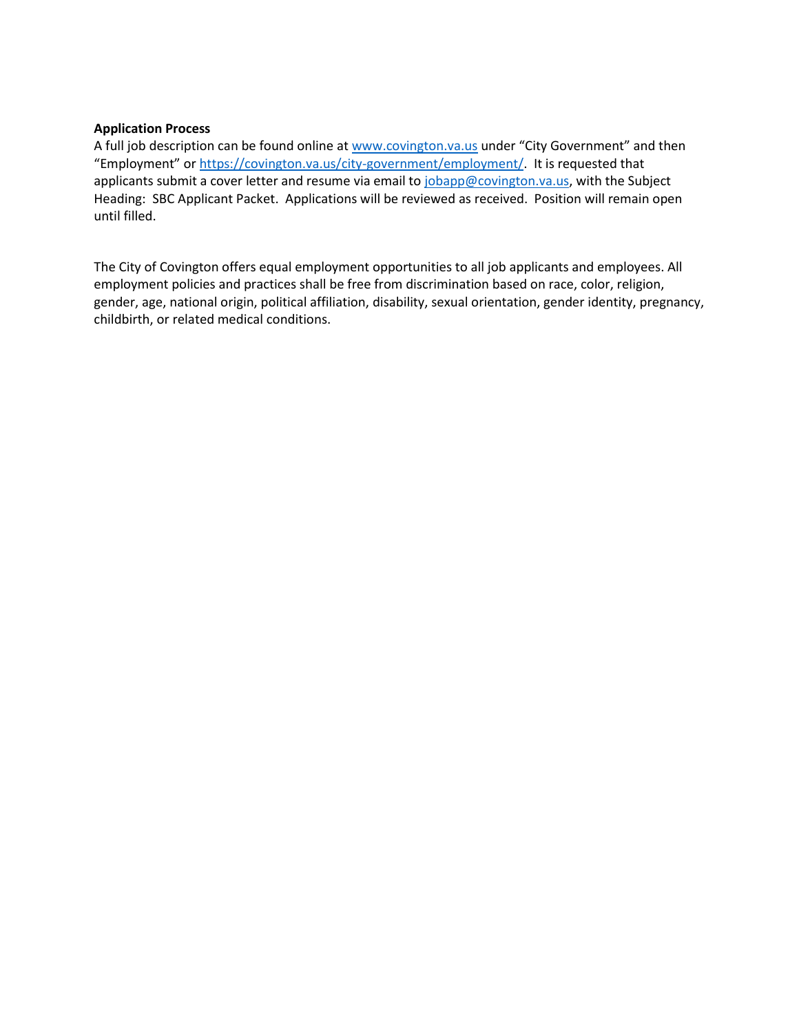**Application Process**

A full job description can be found online at [www.covington.va.us](http://www.covington.va.us) under "City Government" and then "Employment" or [https://covington.va.us/city-government/employment/](https://covington.va.us/city-government/employment/). It is requested that applicants submit a cover letter and resume via email to [jobapp@covington.va.us](mailto:jobapp@covington.va.us), with the Subject Heading: SBC Applicant Packet. Applications will be reviewed as received. Position will remain open until filled.

The City of Covington offers equal employment opportunities to all job applicants and employees. All employment policies and practices shall be free from discrimination based on race, color, religion, gender, age, national origin, political affiliation, disability, sexual orientation, gender identity, pregnancy, childbirth, or related medical conditions.